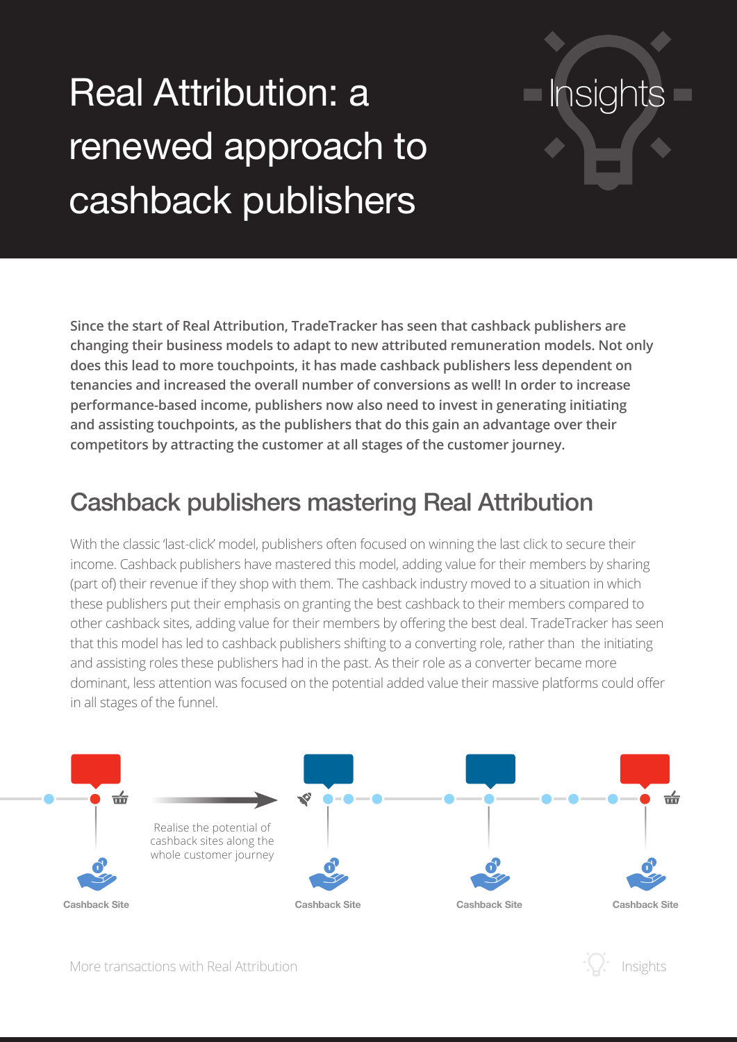# Real Attribution: a renewed approach to cashback publishers

Insights

**Since the start of Real Attribution, TradeTracker has seen that cashback publishers are changing their business models to adapt to new attributed remuneration models. Not only does this lead to more touchpoints, it has made cashback publishers less dependent on tenancies and increased the overall number of conversions as well! In order to increase performance-based income, publishers now also need to invest in generating initiating and assisting touchpoints, as the publishers that do this gain an advantage over their competitors by attracting the customer at all stages of the customer journey.**

## Cashback publishers mastering Real Attribution

With the classic 'last-click' model, publishers often focused on winning the last click to secure their income. Cashback publishers have mastered this model, adding value for their members by sharing (part of) their revenue if they shop with them. The cashback industry moved to a situation in which these publishers put their emphasis on granting the best cashback to their members compared to other cashback sites, adding value for their members by offering the best deal. TradeTracker has seen that this model has led to cashback publishers shifting to a converting role, rather than the initiating and assisting roles these publishers had in the past. As their role as a converter became more dominant, less attention was focused on the potential added value their massive platforms could offer in all stages of the funnel.

Cashback Site

Realise the potential of cashback sites along the whole customer journey

Cashback Site

Cashback Site

Cashback Site

More transactions with Real Attribution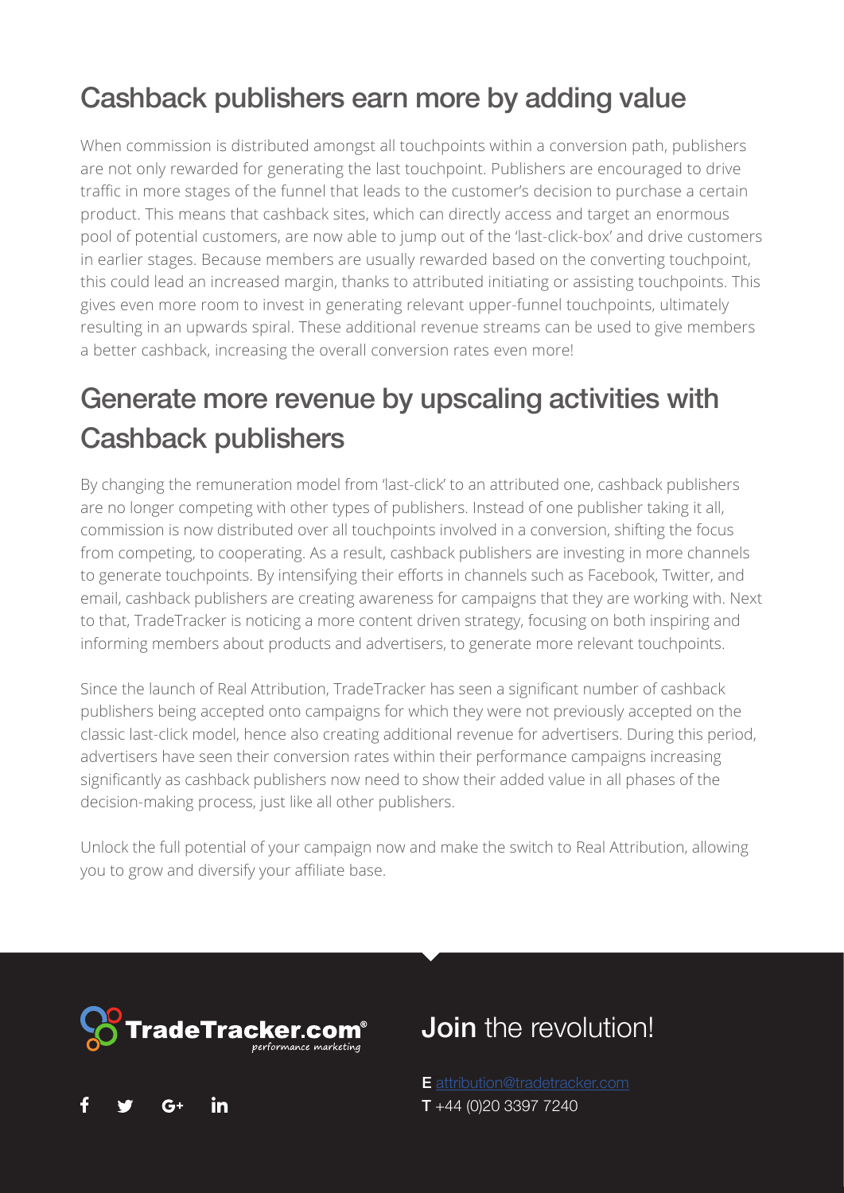## Cashback publishers earn more by adding value

When commission is distributed amongst all touchpoints within a conversion path, publishers are not only rewarded for generating the last touchpoint. Publishers are encouraged to drive traffic in more stages of the funnel that leads to the customer's decision to purchase a certain product. This means that cashback sites, which can directly access and target an enormous pool of potential customers, are now able to jump out of the 'last-click-box' and drive customers in earlier stages. Because members are usually rewarded based on the converting touchpoint, this could lead an increased margin, thanks to attributed initiating or assisting touchpoints. This gives even more room to invest in generating relevant upper-funnel touchpoints, ultimately resulting in an upwards spiral. These additional revenue streams can be used to give members a better cashback, increasing the overall conversion rates even more!

## Generate more revenue by upscaling activities with Cashback publishers

By changing the remuneration model from 'last-click' to an attributed one, cashback publishers are no longer competing with other types of publishers. Instead of one publisher taking it all, commission is now distributed over all touchpoints involved in a conversion, shifting the focus from competing, to cooperating. As a result, cashback publishers are investing in more channels to generate touchpoints. By intensifying their efforts in channels such as Facebook, Twitter, and email, cashback publishers are creating awareness for campaigns that they are working with. Next to that, TradeTracker is noticing a more content driven strategy, focusing on both inspiring and informing members about products and advertisers, to generate more relevant touchpoints.

Since the launch of Real Attribution, TradeTracker has seen a significant number of cashback publishers being accepted onto campaigns for which they were not previously accepted on the classic last-click model, hence also creating additional revenue for advertisers. During this period, advertisers have seen their conversion rates within their performance campaigns increasing significantly as cashback publishers now need to show their added value in all phases of the decision-making process, just like all other publishers.

Unlock the full potential of your campaign now and make the switch to Real Attribution, allowing you to grow and diversify your affiliate base.

TradeTracker.com® performance marketing

**Join** the revolution!

**E** attribution@tradetracker.com
**T** +44 (0)20 3397 7240